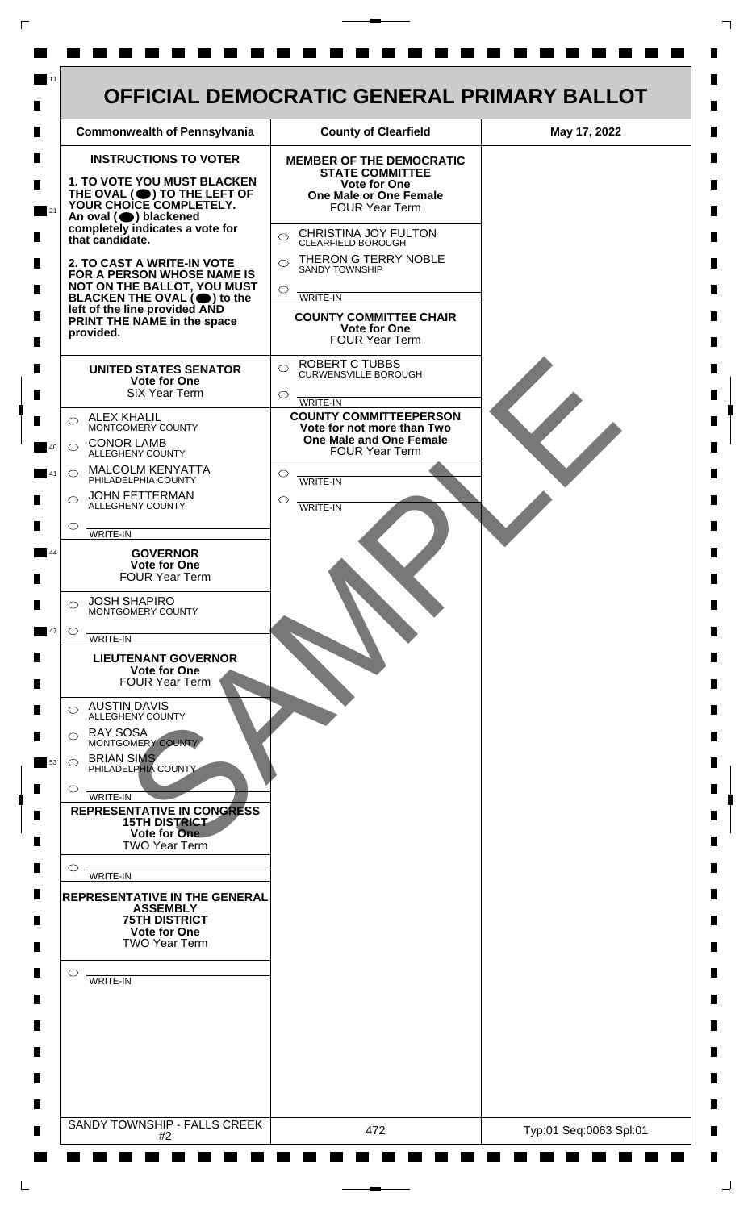# OFFICIAL DEMOCRATIC GENERAL PRIMARY BALLOT

| Commonwealth of Pennsylvania | County of Clearfield | May 17, 2022 |
|---|---|---|

## INSTRUCTIONS TO VOTER

**1. TO VOTE YOU MUST BLACKEN THE OVAL (⬤) TO THE LEFT OF YOUR CHOICE COMPLETELY.** An oval (⬤) blackened completely indicates a vote for that candidate.

**2. TO CAST A WRITE-IN VOTE FOR A PERSON WHOSE NAME IS NOT ON THE BALLOT, YOU MUST BLACKEN THE OVAL (⬤) to the left of the line provided AND PRINT THE NAME in the space provided.**

### UNITED STATES SENATOR
**Vote for One**
SIX Year Term

- ○ ALEX KHALIL — MONTGOMERY COUNTY
- ○ CONOR LAMB — ALLEGHENY COUNTY
- ○ MALCOLM KENYATTA — PHILADELPHIA COUNTY
- ○ JOHN FETTERMAN — ALLEGHENY COUNTY
- ○ ______ WRITE-IN

### GOVERNOR
**Vote for One**
FOUR Year Term

- ○ JOSH SHAPIRO — MONTGOMERY COUNTY
- ○ ______ WRITE-IN

### LIEUTENANT GOVERNOR
**Vote for One**
FOUR Year Term

- ○ AUSTIN DAVIS — ALLEGHENY COUNTY
- ○ RAY SOSA — MONTGOMERY COUNTY
- ○ BRIAN SIMS — PHILADELPHIA COUNTY
- ○ ______ WRITE-IN

### REPRESENTATIVE IN CONGRESS
**15TH DISTRICT**
**Vote for One**
TWO Year Term

- ○ ______ WRITE-IN

### REPRESENTATIVE IN THE GENERAL ASSEMBLY
**75TH DISTRICT**
**Vote for One**
TWO Year Term

- ○ ______ WRITE-IN

### MEMBER OF THE DEMOCRATIC STATE COMMITTEE
**Vote for One**
**One Male or One Female**
FOUR Year Term

- ○ CHRISTINA JOY FULTON — CLEARFIELD BOROUGH
- ○ THERON G TERRY NOBLE — SANDY TOWNSHIP
- ○ ______ WRITE-IN

### COUNTY COMMITTEE CHAIR
**Vote for One**
FOUR Year Term

- ○ ROBERT C TUBBS — CURWENSVILLE BOROUGH
- ○ ______ WRITE-IN

### COUNTY COMMITTEEPERSON
**Vote for not more than Two**
**One Male and One Female**
FOUR Year Term

- ○ ______ WRITE-IN
- ○ ______ WRITE-IN

SAMPLE

| SANDY TOWNSHIP - FALLS CREEK #2 | 472 | Typ:01 Seq:0063 Spl:01 |
|---|---|---|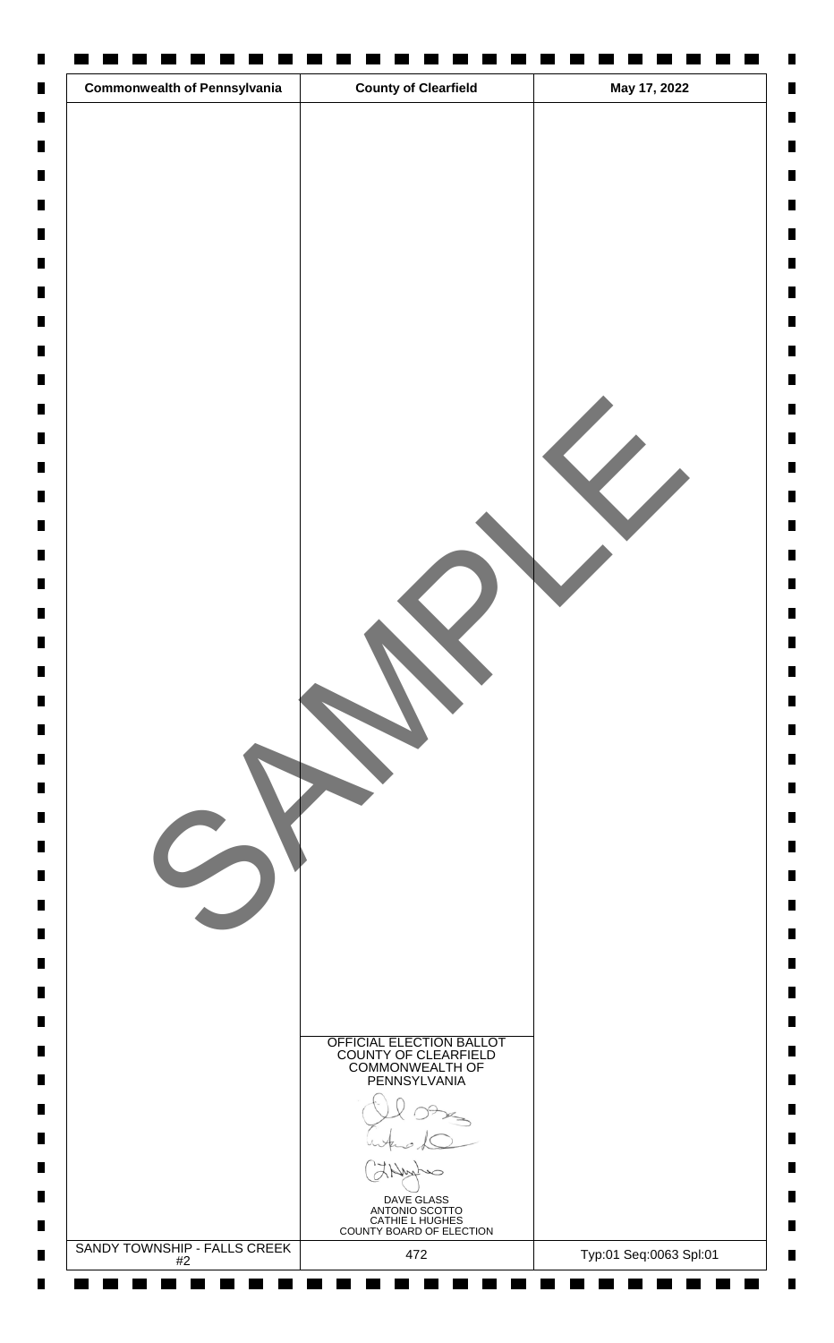| Commonwealth of Pennsylvania | County of Clearfield | May 17, 2022 |
|---|---|---|
| | | |

SAMPLE

OFFICIAL ELECTION BALLOT
COUNTY OF CLEARFIELD
COMMONWEALTH OF
PENNSYLVANIA

DAVE GLASS
ANTONIO SCOTTO
CATHIE L HUGHES
COUNTY BOARD OF ELECTION

| SANDY TOWNSHIP - FALLS CREEK #2 | 472 | Typ:01 Seq:0063 Spl:01 |
|---|---|---|